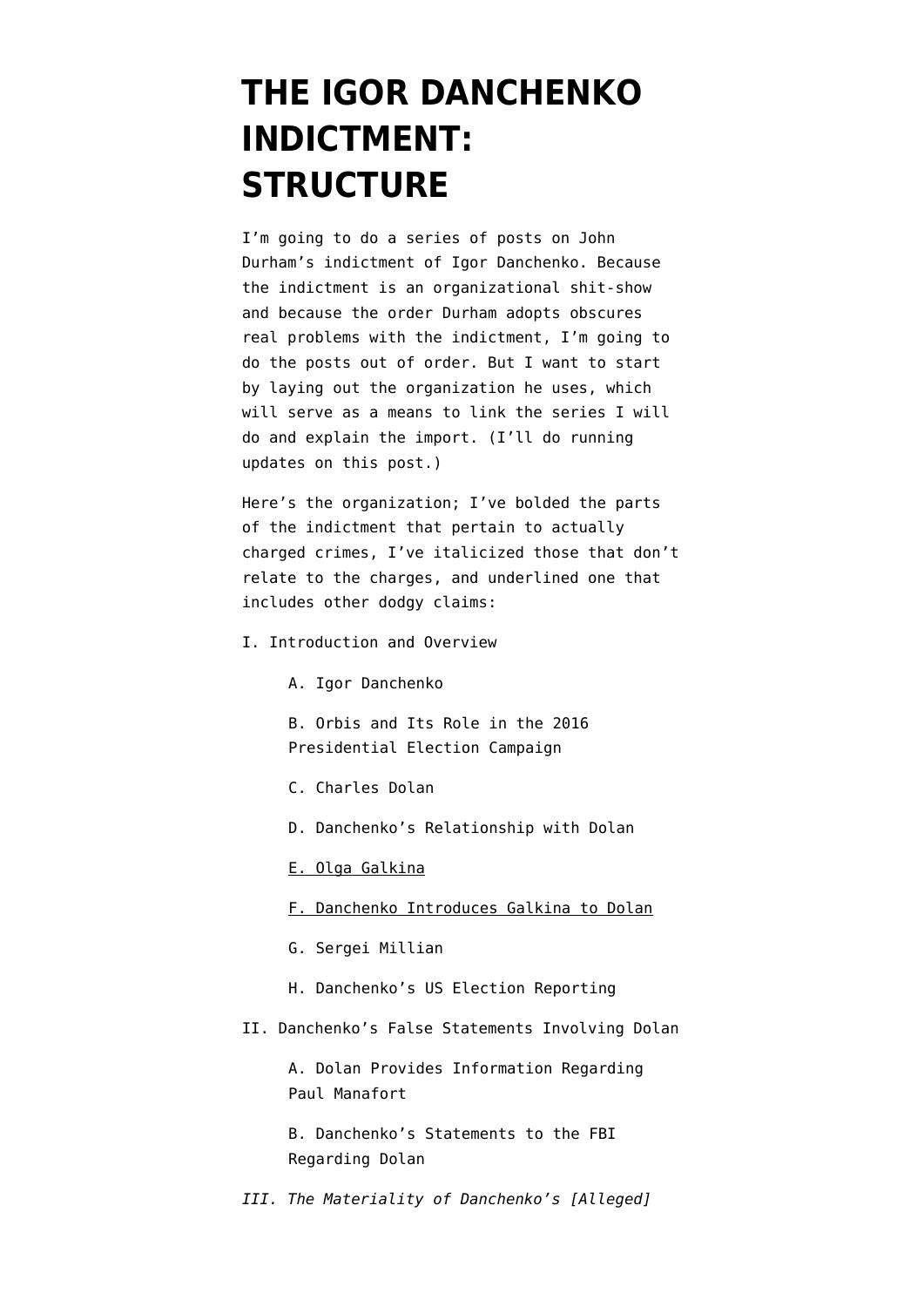# THE IGOR DANCHENKO INDICTMENT: STRUCTURE

I'm going to do a series of posts on John Durham's indictment of Igor Danchenko. Because the indictment is an organizational shit-show and because the order Durham adopts obscures real problems with the indictment, I'm going to do the posts out of order. But I want to start by laying out the organization he uses, which will serve as a means to link the series I will do and explain the import. (I'll do running updates on this post.)

Here's the organization; I've bolded the parts of the indictment that pertain to actually charged crimes, I've italicized those that don't relate to the charges, and underlined one that includes other dodgy claims:

I. Introduction and Overview

- A. Igor Danchenko
- B. Orbis and Its Role in the 2016 Presidential Election Campaign
- C. Charles Dolan
- D. Danchenko's Relationship with Dolan
- <u>E. Olga Galkina</u>
- <u>F. Danchenko Introduces Galkina to Dolan</u>
- G. Sergei Millian
- H. Danchenko's US Election Reporting

II. Danchenko's False Statements Involving Dolan

- A. Dolan Provides Information Regarding Paul Manafort
- B. Danchenko's Statements to the FBI Regarding Dolan

*III. The Materiality of Danchenko's [Alleged]*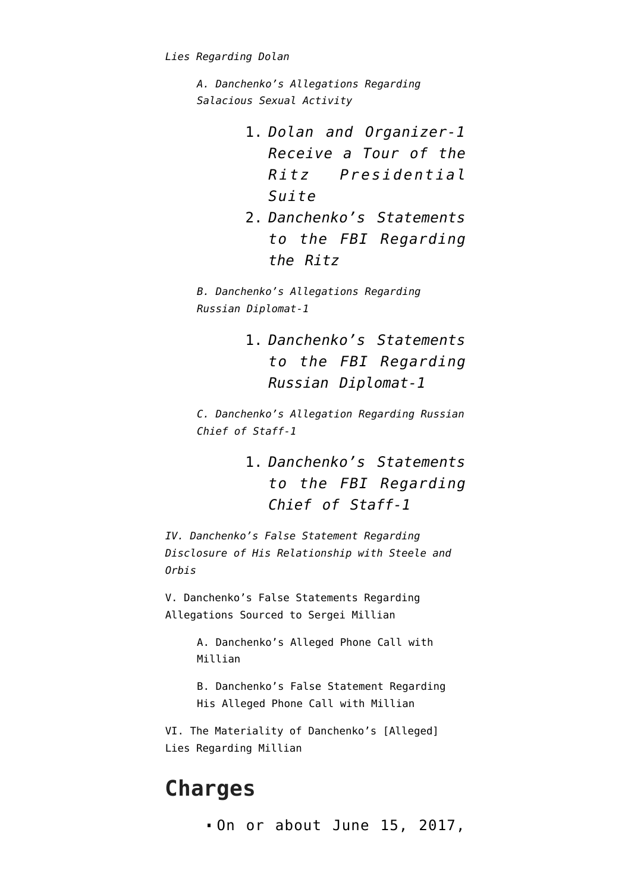*Lies Regarding Dolan*

> *A. Danchenko's Allegations Regarding Salacious Sexual Activity*
>
> 1. *Dolan and Organizer-1 Receive a Tour of the Ritz Presidential Suite*
> 2. *Danchenko's Statements to the FBI Regarding the Ritz*
>
> *B. Danchenko's Allegations Regarding Russian Diplomat-1*
>
> 1. *Danchenko's Statements to the FBI Regarding Russian Diplomat-1*
>
> *C. Danchenko's Allegation Regarding Russian Chief of Staff-1*
>
> 1. *Danchenko's Statements to the FBI Regarding Chief of Staff-1*

*IV. Danchenko's False Statement Regarding Disclosure of His Relationship with Steele and Orbis*

V. Danchenko's False Statements Regarding Allegations Sourced to Sergei Millian

> A. Danchenko's Alleged Phone Call with Millian
>
> B. Danchenko's False Statement Regarding His Alleged Phone Call with Millian

VI. The Materiality of Danchenko's [Alleged] Lies Regarding Millian

## Charges

- On or about June 15, 2017,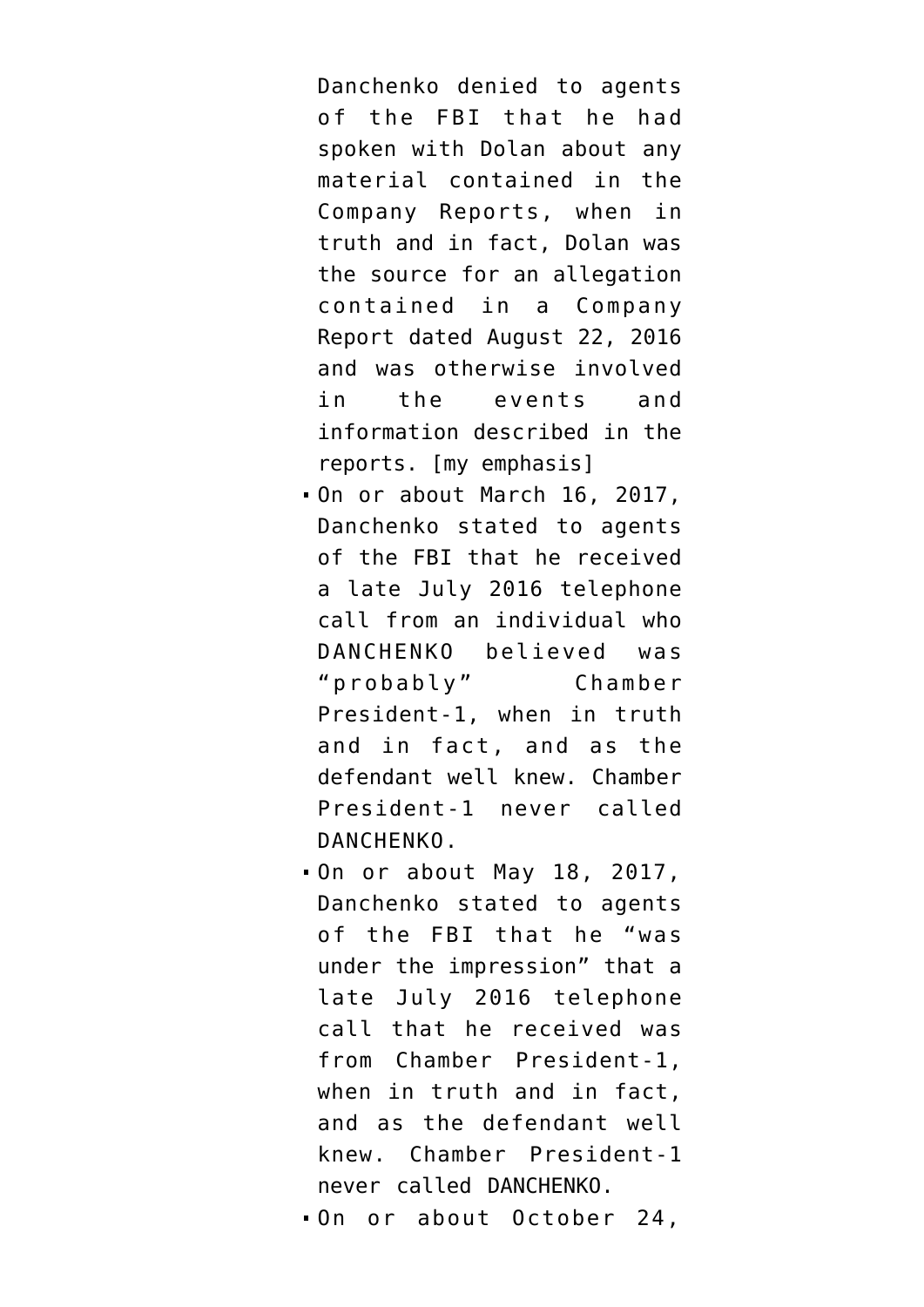Danchenko denied to agents of the FBI that he had spoken with Dolan about any material contained in the Company Reports, when in truth and in fact, Dolan was the source for an allegation contained in a Company Report dated August 22, 2016 and was otherwise involved in the events and information described in the reports. [my emphasis]

- On or about March 16, 2017, Danchenko stated to agents of the FBI that he received a late July 2016 telephone call from an individual who DANCHENKO believed was "probably" Chamber President-1, when in truth and in fact, and as the defendant well knew. Chamber President-1 never called DANCHENKO.
- On or about May 18, 2017, Danchenko stated to agents of the FBI that he "was under the impression" that a late July 2016 telephone call that he received was from Chamber President-1, when in truth and in fact, and as the defendant well knew. Chamber President-1 never called DANCHENKO.
- On or about October 24,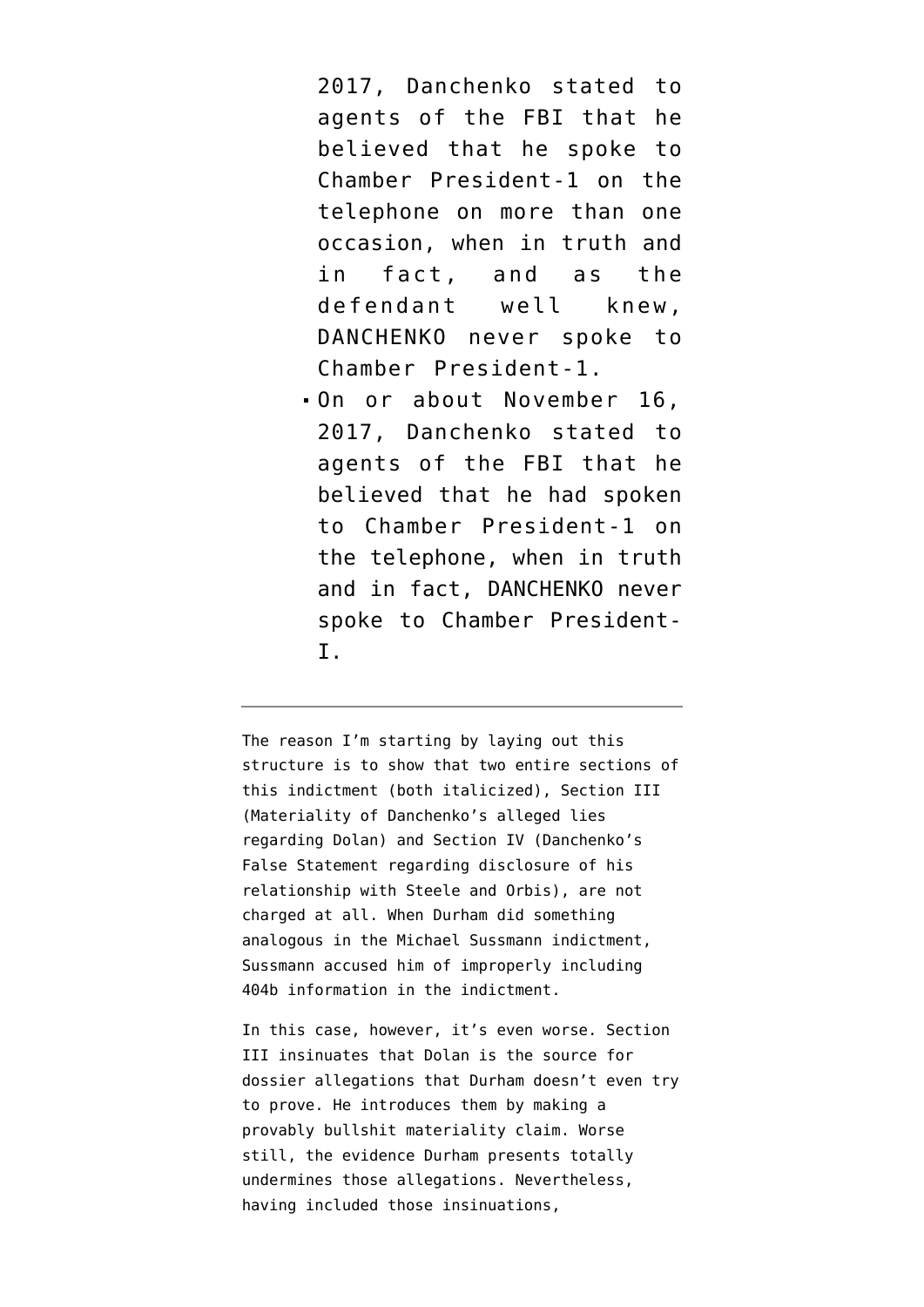2017, Danchenko stated to agents of the FBI that he believed that he spoke to Chamber President-1 on the telephone on more than one occasion, when in truth and in fact, and as the defendant well knew, DANCHENKO never spoke to Chamber President-1.

- On or about November 16, 2017, Danchenko stated to agents of the FBI that he believed that he had spoken to Chamber President-1 on the telephone, when in truth and in fact, DANCHENKO never spoke to Chamber President-I.

---

The reason I'm starting by laying out this structure is to show that two entire sections of this indictment (both italicized), Section III (Materiality of Danchenko's alleged lies regarding Dolan) and Section IV (Danchenko's False Statement regarding disclosure of his relationship with Steele and Orbis), are not charged at all. When Durham did something analogous in the Michael Sussmann indictment, Sussmann accused him of improperly including 404b information in the indictment.

In this case, however, it's even worse. Section III insinuates that Dolan is the source for dossier allegations that Durham doesn't even try to prove. He introduces them by making a provably bullshit materiality claim. Worse still, the evidence Durham presents totally undermines those allegations. Nevertheless, having included those insinuations,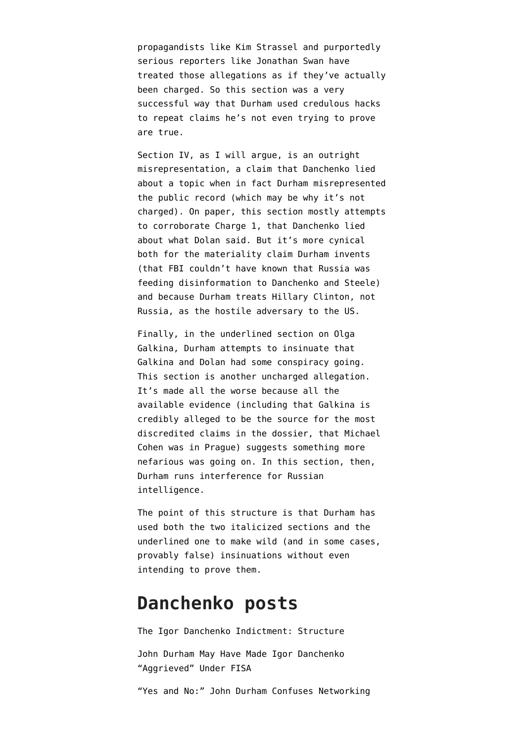propagandists like Kim Strassel and purportedly serious reporters like Jonathan Swan have treated those allegations as if they've actually been charged. So this section was a very successful way that Durham used credulous hacks to repeat claims he's not even trying to prove are true.

Section IV, as I will argue, is an outright misrepresentation, a claim that Danchenko lied about a topic when in fact Durham misrepresented the public record (which may be why it's not charged). On paper, this section mostly attempts to corroborate Charge 1, that Danchenko lied about what Dolan said. But it's more cynical both for the materiality claim Durham invents (that FBI couldn't have known that Russia was feeding disinformation to Danchenko and Steele) and because Durham treats Hillary Clinton, not Russia, as the hostile adversary to the US.

Finally, in the underlined section on Olga Galkina, Durham attempts to insinuate that Galkina and Dolan had some conspiracy going. This section is another uncharged allegation. It's made all the worse because all the available evidence (including that Galkina is credibly alleged to be the source for the most discredited claims in the dossier, that Michael Cohen was in Prague) suggests something more nefarious was going on. In this section, then, Durham runs interference for Russian intelligence.

The point of this structure is that Durham has used both the two italicized sections and the underlined one to make wild (and in some cases, provably false) insinuations without even intending to prove them.

## Danchenko posts

The Igor Danchenko Indictment: Structure

John Durham May Have Made Igor Danchenko "Aggrieved" Under FISA

"Yes and No:" John Durham Confuses Networking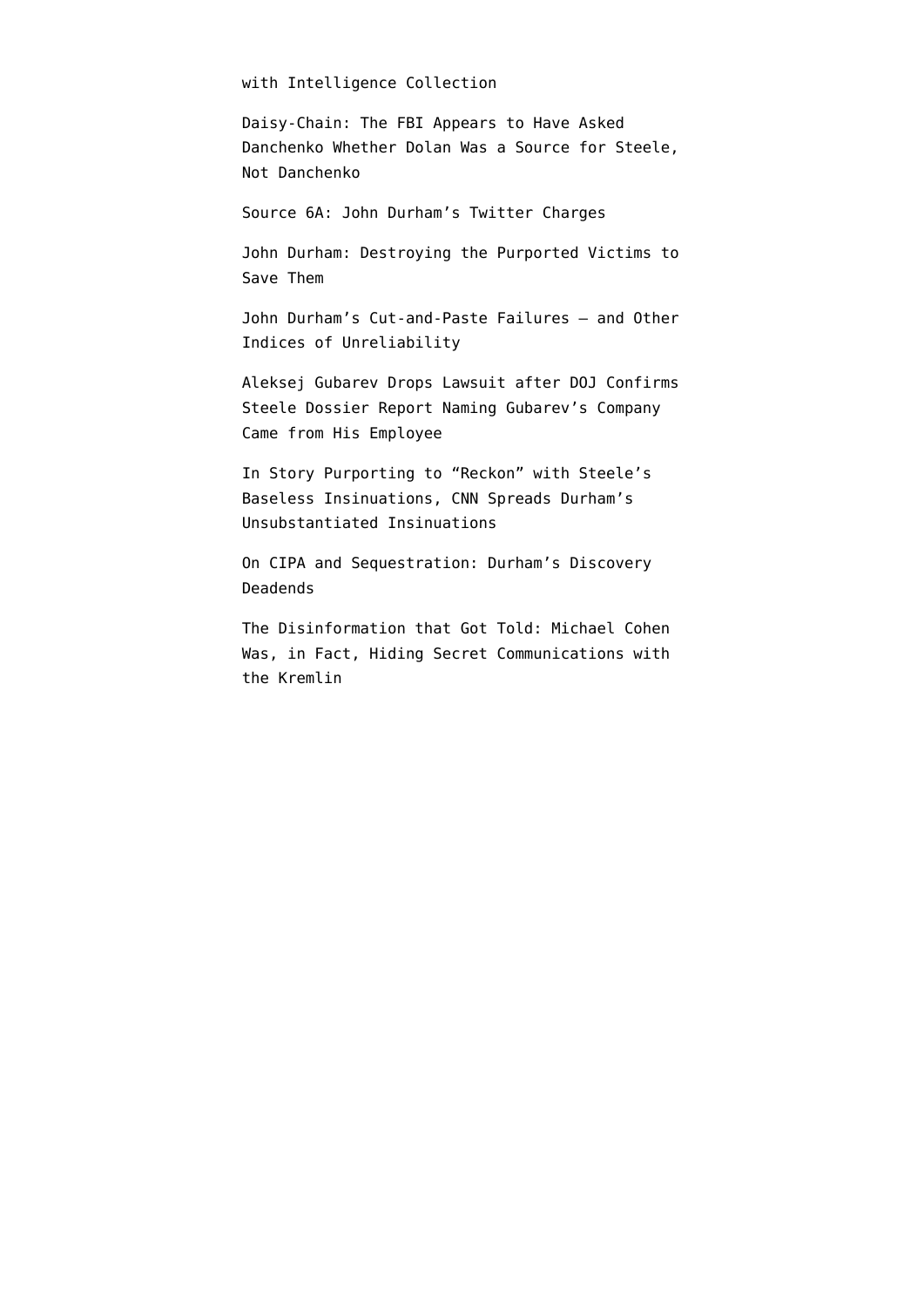with Intelligence Collection

Daisy-Chain: The FBI Appears to Have Asked Danchenko Whether Dolan Was a Source for Steele, Not Danchenko

Source 6A: John Durham's Twitter Charges

John Durham: Destroying the Purported Victims to Save Them

John Durham's Cut-and-Paste Failures — and Other Indices of Unreliability

Aleksej Gubarev Drops Lawsuit after DOJ Confirms Steele Dossier Report Naming Gubarev's Company Came from His Employee

In Story Purporting to "Reckon" with Steele's Baseless Insinuations, CNN Spreads Durham's Unsubstantiated Insinuations

On CIPA and Sequestration: Durham's Discovery Deadends

The Disinformation that Got Told: Michael Cohen Was, in Fact, Hiding Secret Communications with the Kremlin